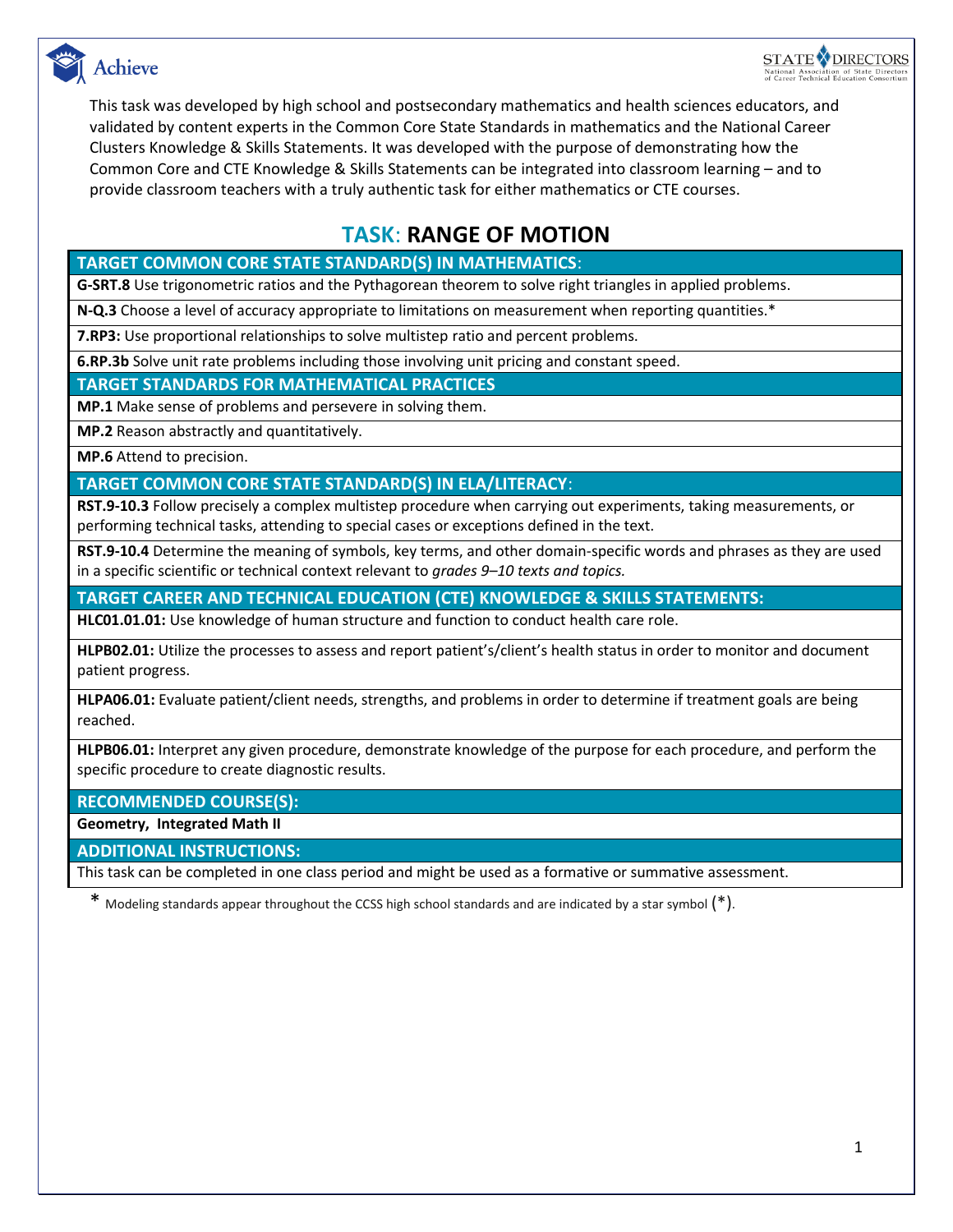This task was developed by high school and postsecondary mathematics and health sciences educators, and validated by content experts in the Common Core State Standards in mathematics and the National Career Clusters Knowledge & Skills Statements. It was developed with the purpose of demonstrating how the Common Core and CTE Knowledge & Skills Statements can be integrated into classroom learning – and to provide classroom teachers with a truly authentic task for either mathematics or CTE courses.

# TASK: RANGE OF MOTION

| TARGET COMMON CORE STATE STANDARD(S) IN MATHEMATICS: |
|---|
| **G-SRT.8** Use trigonometric ratios and the Pythagorean theorem to solve right triangles in applied problems. |
| **N-Q.3** Choose a level of accuracy appropriate to limitations on measurement when reporting quantities.* |
| **7.RP3:** Use proportional relationships to solve multistep ratio and percent problems. |
| **6.RP.3b** Solve unit rate problems including those involving unit pricing and constant speed. |
| **TARGET STANDARDS FOR MATHEMATICAL PRACTICES** |
| **MP.1** Make sense of problems and persevere in solving them. |
| **MP.2** Reason abstractly and quantitatively. |
| **MP.6** Attend to precision. |
| **TARGET COMMON CORE STATE STANDARD(S) IN ELA/LITERACY:** |
| **RST.9-10.3** Follow precisely a complex multistep procedure when carrying out experiments, taking measurements, or performing technical tasks, attending to special cases or exceptions defined in the text. |
| **RST.9-10.4** Determine the meaning of symbols, key terms, and other domain-specific words and phrases as they are used in a specific scientific or technical context relevant to *grades 9–10 texts and topics.* |
| **TARGET CAREER AND TECHNICAL EDUCATION (CTE) KNOWLEDGE & SKILLS STATEMENTS:** |
| **HLC01.01.01:** Use knowledge of human structure and function to conduct health care role. |
| **HLPB02.01:** Utilize the processes to assess and report patient's/client's health status in order to monitor and document patient progress. |
| **HLPA06.01:** Evaluate patient/client needs, strengths, and problems in order to determine if treatment goals are being reached. |
| **HLPB06.01:** Interpret any given procedure, demonstrate knowledge of the purpose for each procedure, and perform the specific procedure to create diagnostic results. |
| **RECOMMENDED COURSE(S):** |
| **Geometry, Integrated Math II** |
| **ADDITIONAL INSTRUCTIONS:** |
| This task can be completed in one class period and might be used as a formative or summative assessment. |

\* Modeling standards appear throughout the CCSS high school standards and are indicated by a star symbol (*).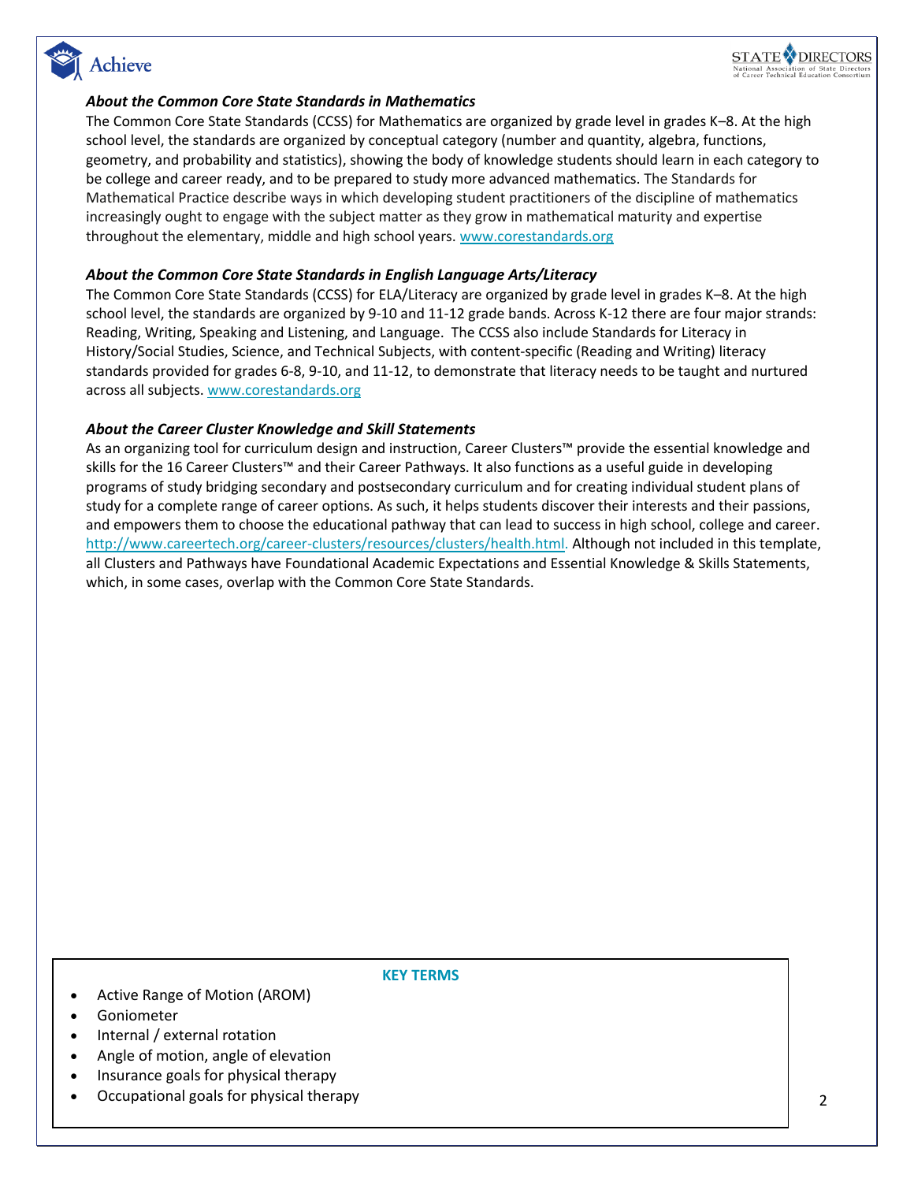### *About the Common Core State Standards in Mathematics*

The Common Core State Standards (CCSS) for Mathematics are organized by grade level in grades K–8. At the high school level, the standards are organized by conceptual category (number and quantity, algebra, functions, geometry, and probability and statistics), showing the body of knowledge students should learn in each category to be college and career ready, and to be prepared to study more advanced mathematics. The Standards for Mathematical Practice describe ways in which developing student practitioners of the discipline of mathematics increasingly ought to engage with the subject matter as they grow in mathematical maturity and expertise throughout the elementary, middle and high school years. www.corestandards.org

### *About the Common Core State Standards in English Language Arts/Literacy*

The Common Core State Standards (CCSS) for ELA/Literacy are organized by grade level in grades K–8. At the high school level, the standards are organized by 9-10 and 11-12 grade bands. Across K-12 there are four major strands: Reading, Writing, Speaking and Listening, and Language. The CCSS also include Standards for Literacy in History/Social Studies, Science, and Technical Subjects, with content-specific (Reading and Writing) literacy standards provided for grades 6-8, 9-10, and 11-12, to demonstrate that literacy needs to be taught and nurtured across all subjects. www.corestandards.org

### *About the Career Cluster Knowledge and Skill Statements*

As an organizing tool for curriculum design and instruction, Career Clusters™ provide the essential knowledge and skills for the 16 Career Clusters™ and their Career Pathways. It also functions as a useful guide in developing programs of study bridging secondary and postsecondary curriculum and for creating individual student plans of study for a complete range of career options. As such, it helps students discover their interests and their passions, and empowers them to choose the educational pathway that can lead to success in high school, college and career. http://www.careertech.org/career-clusters/resources/clusters/health.html. Although not included in this template, all Clusters and Pathways have Foundational Academic Expectations and Essential Knowledge & Skills Statements, which, in some cases, overlap with the Common Core State Standards.

**KEY TERMS**

- Active Range of Motion (AROM)
- Goniometer
- Internal / external rotation
- Angle of motion, angle of elevation
- Insurance goals for physical therapy
- Occupational goals for physical therapy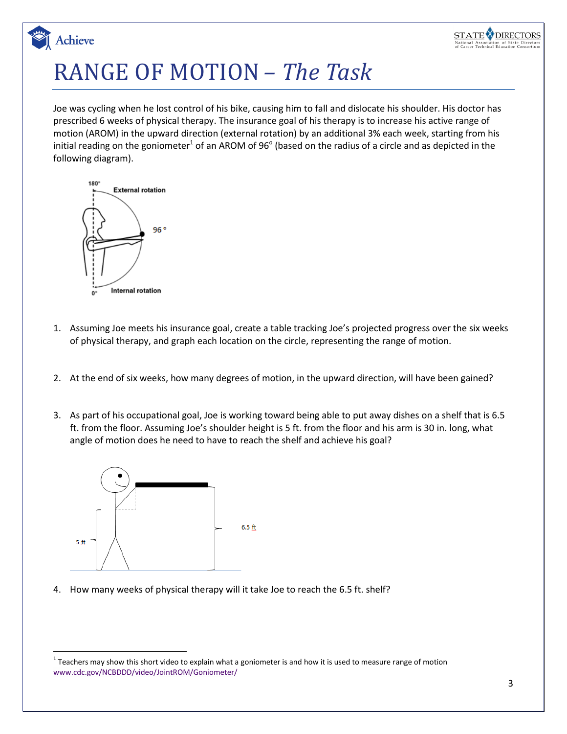// RANGE OF MOTION – *The Task*

Joe was cycling when he lost control of his bike, causing him to fall and dislocate his shoulder. His doctor has prescribed 6 weeks of physical therapy. The insurance goal of his therapy is to increase his active range of motion (AROM) in the upward direction (external rotation) by an additional 3% each week, starting from his initial reading on the goniometer[1] of an AROM of 96° (based on the radius of a circle and as depicted in the following diagram).

1. Assuming Joe meets his insurance goal, create a table tracking Joe's projected progress over the six weeks of physical therapy, and graph each location on the circle, representing the range of motion.

2. At the end of six weeks, how many degrees of motion, in the upward direction, will have been gained?

3. As part of his occupational goal, Joe is working toward being able to put away dishes on a shelf that is 6.5 ft. from the floor. Assuming Joe's shoulder height is 5 ft. from the floor and his arm is 30 in. long, what angle of motion does he need to have to reach the shelf and achieve his goal?

4. How many weeks of physical therapy will it take Joe to reach the 6.5 ft. shelf?

---

[1] Teachers may show this short video to explain what a goniometer is and how it is used to measure range of motion www.cdc.gov/NCBDDD/video/JointROM/Goniometer/

# RANGE OF MOTION – *The Task*

Joe was cycling when he lost control of his bike, causing him to fall and dislocate his shoulder. His doctor has prescribed 6 weeks of physical therapy. The insurance goal of his therapy is to increase his active range of motion (AROM) in the upward direction (external rotation) by an additional 3% each week, starting from his initial reading on the goniometer[1] of an AROM of 96° (based on the radius of a circle and as depicted in the following diagram).

1. Assuming Joe meets his insurance goal, create a table tracking Joe's projected progress over the six weeks of physical therapy, and graph each location on the circle, representing the range of motion.

2. At the end of six weeks, how many degrees of motion, in the upward direction, will have been gained?

3. As part of his occupational goal, Joe is working toward being able to put away dishes on a shelf that is 6.5 ft. from the floor. Assuming Joe's shoulder height is 5 ft. from the floor and his arm is 30 in. long, what angle of motion does he need to have to reach the shelf and achieve his goal?

4. How many weeks of physical therapy will it take Joe to reach the 6.5 ft. shelf?

---

[1] Teachers may show this short video to explain what a goniometer is and how it is used to measure range of motion www.cdc.gov/NCBDDD/video/JointROM/Goniometer/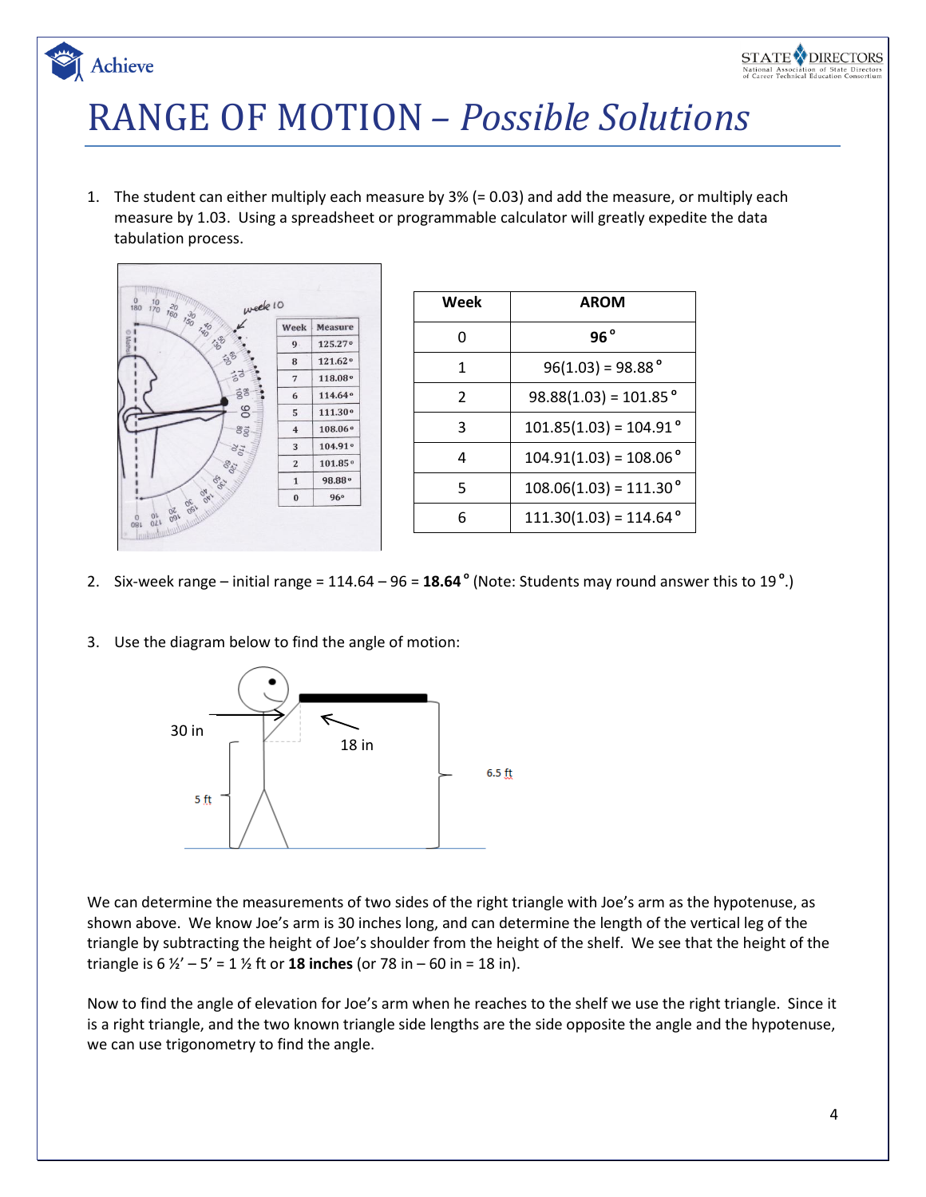# RANGE OF MOTION – *Possible Solutions*

1. The student can either multiply each measure by 3% (= 0.03) and add the measure, or multiply each measure by 1.03. Using a spreadsheet or programmable calculator will greatly expedite the data tabulation process.

| Week | AROM |
|---|---|
| 0 | **96°** |
| 1 | 96(1.03) = 98.88° |
| 2 | 98.88(1.03) = 101.85° |
| 3 | 101.85(1.03) = 104.91° |
| 4 | 104.91(1.03) = 108.06° |
| 5 | 108.06(1.03) = 111.30° |
| 6 | 111.30(1.03) = 114.64° |

2. Six-week range – initial range = 114.64 – 96 = **18.64°** (Note: Students may round answer this to 19°.)

3. Use the diagram below to find the angle of motion:

We can determine the measurements of two sides of the right triangle with Joe's arm as the hypotenuse, as shown above. We know Joe's arm is 30 inches long, and can determine the length of the vertical leg of the triangle by subtracting the height of Joe's shoulder from the height of the shelf. We see that the height of the triangle is 6 ½' – 5' = 1 ½ ft or **18 inches** (or 78 in – 60 in = 18 in).

Now to find the angle of elevation for Joe's arm when he reaches to the shelf we use the right triangle. Since it is a right triangle, and the two known triangle side lengths are the side opposite the angle and the hypotenuse, we can use trigonometry to find the angle.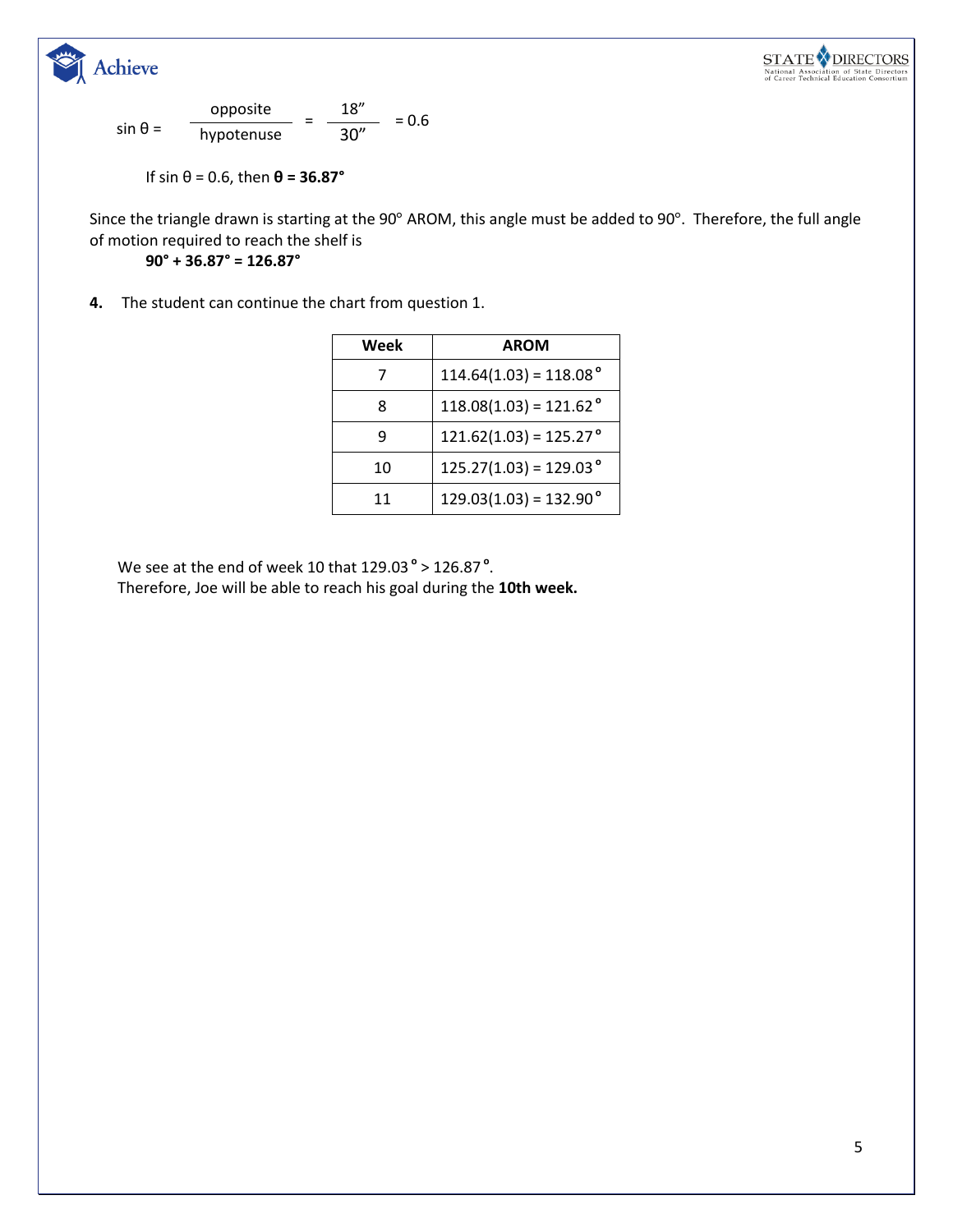$$\sin \theta = \frac{\text{opposite}}{\text{hypotenuse}} = \frac{18''}{30''} = 0.6$$

If $\sin \theta = 0.6$, then $\boldsymbol{\theta = 36.87°}$

Since the triangle drawn is starting at the 90° AROM, this angle must be added to 90°. Therefore, the full angle of motion required to reach the shelf is

**90° + 36.87° = 126.87°**

**4.** The student can continue the chart from question 1.

| Week | AROM |
|---|---|
| 7 | 114.64(1.03) = 118.08° |
| 8 | 118.08(1.03) = 121.62° |
| 9 | 121.62(1.03) = 125.27° |
| 10 | 125.27(1.03) = 129.03° |
| 11 | 129.03(1.03) = 132.90° |

We see at the end of week 10 that 129.03° > 126.87°.
Therefore, Joe will be able to reach his goal during the **10th week.**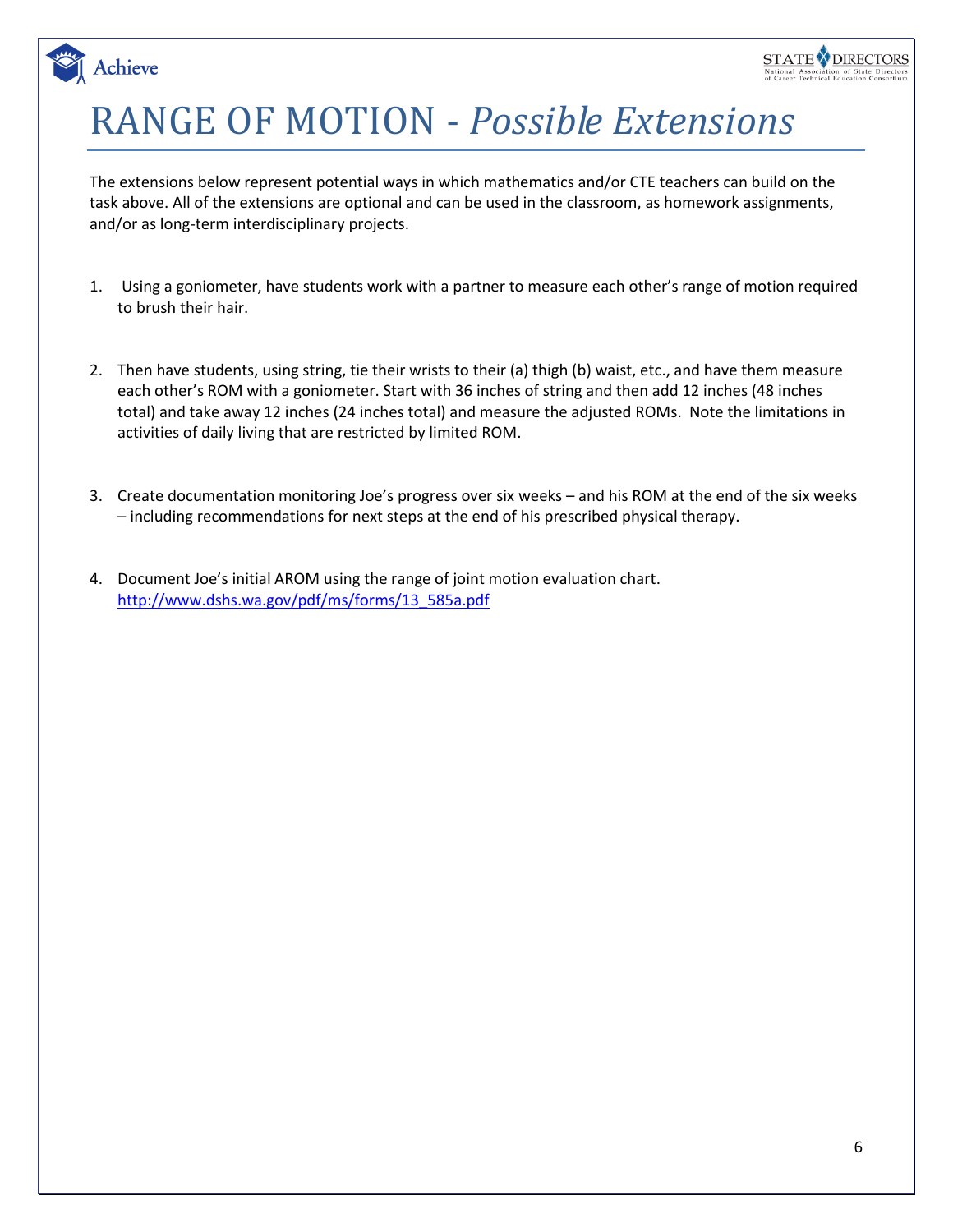# RANGE OF MOTION - *Possible Extensions*

The extensions below represent potential ways in which mathematics and/or CTE teachers can build on the task above. All of the extensions are optional and can be used in the classroom, as homework assignments, and/or as long-term interdisciplinary projects.

1. Using a goniometer, have students work with a partner to measure each other's range of motion required to brush their hair.

2. Then have students, using string, tie their wrists to their (a) thigh (b) waist, etc., and have them measure each other's ROM with a goniometer. Start with 36 inches of string and then add 12 inches (48 inches total) and take away 12 inches (24 inches total) and measure the adjusted ROMs. Note the limitations in activities of daily living that are restricted by limited ROM.

3. Create documentation monitoring Joe's progress over six weeks – and his ROM at the end of the six weeks – including recommendations for next steps at the end of his prescribed physical therapy.

4. Document Joe's initial AROM using the range of joint motion evaluation chart.
   http://www.dshs.wa.gov/pdf/ms/forms/13_585a.pdf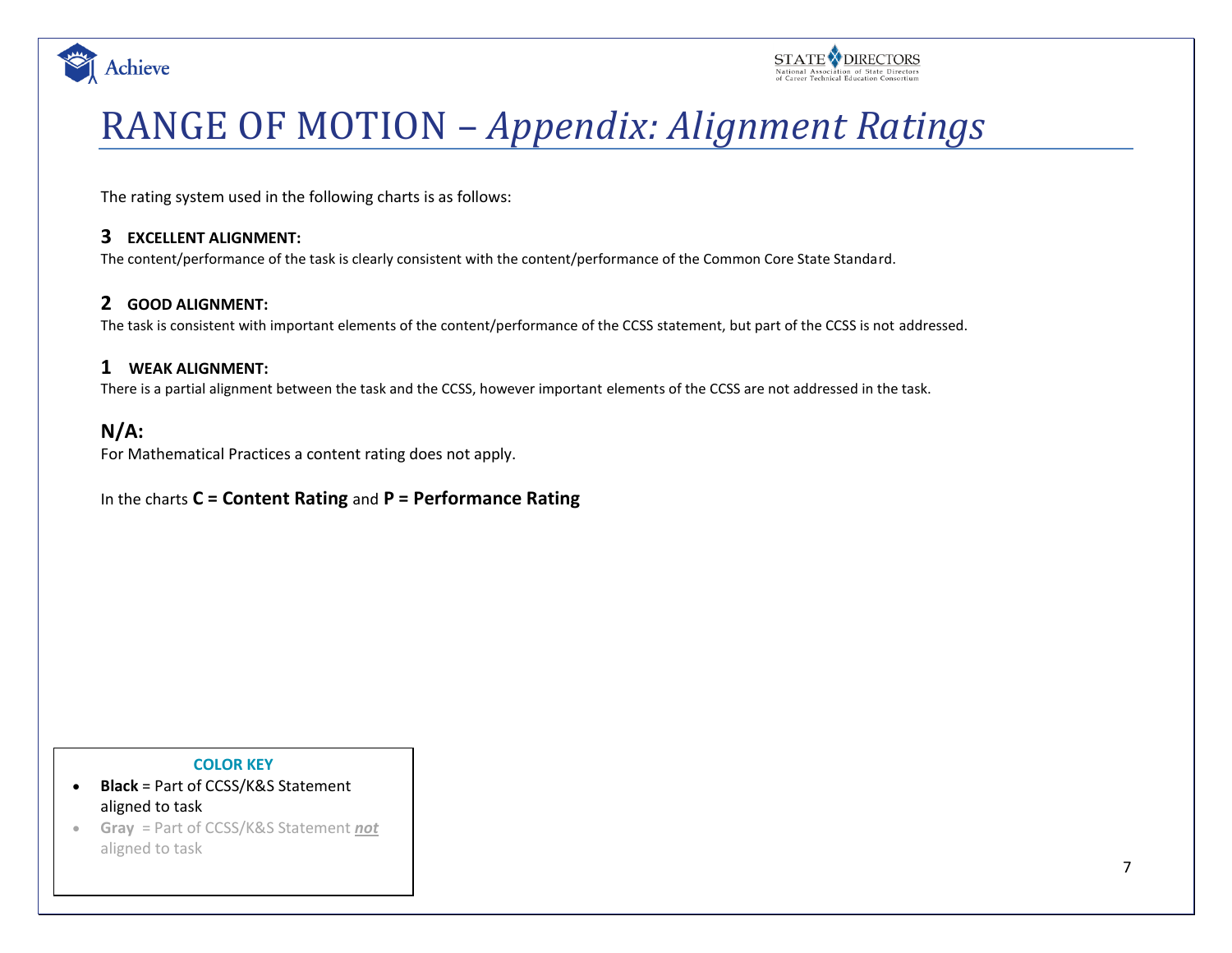# RANGE OF MOTION – *Appendix: Alignment Ratings*

The rating system used in the following charts is as follows:

**3 EXCELLENT ALIGNMENT:**

The content/performance of the task is clearly consistent with the content/performance of the Common Core State Standard.

**2 GOOD ALIGNMENT:**

The task is consistent with important elements of the content/performance of the CCSS statement, but part of the CCSS is not addressed.

**1 WEAK ALIGNMENT:**

There is a partial alignment between the task and the CCSS, however important elements of the CCSS are not addressed in the task.

**N/A:**

For Mathematical Practices a content rating does not apply.

In the charts **C = Content Rating** and **P = Performance Rating**

**COLOR KEY**

- **Black** = Part of CCSS/K&S Statement aligned to task
- **Gray** = Part of CCSS/K&S Statement ***not*** aligned to task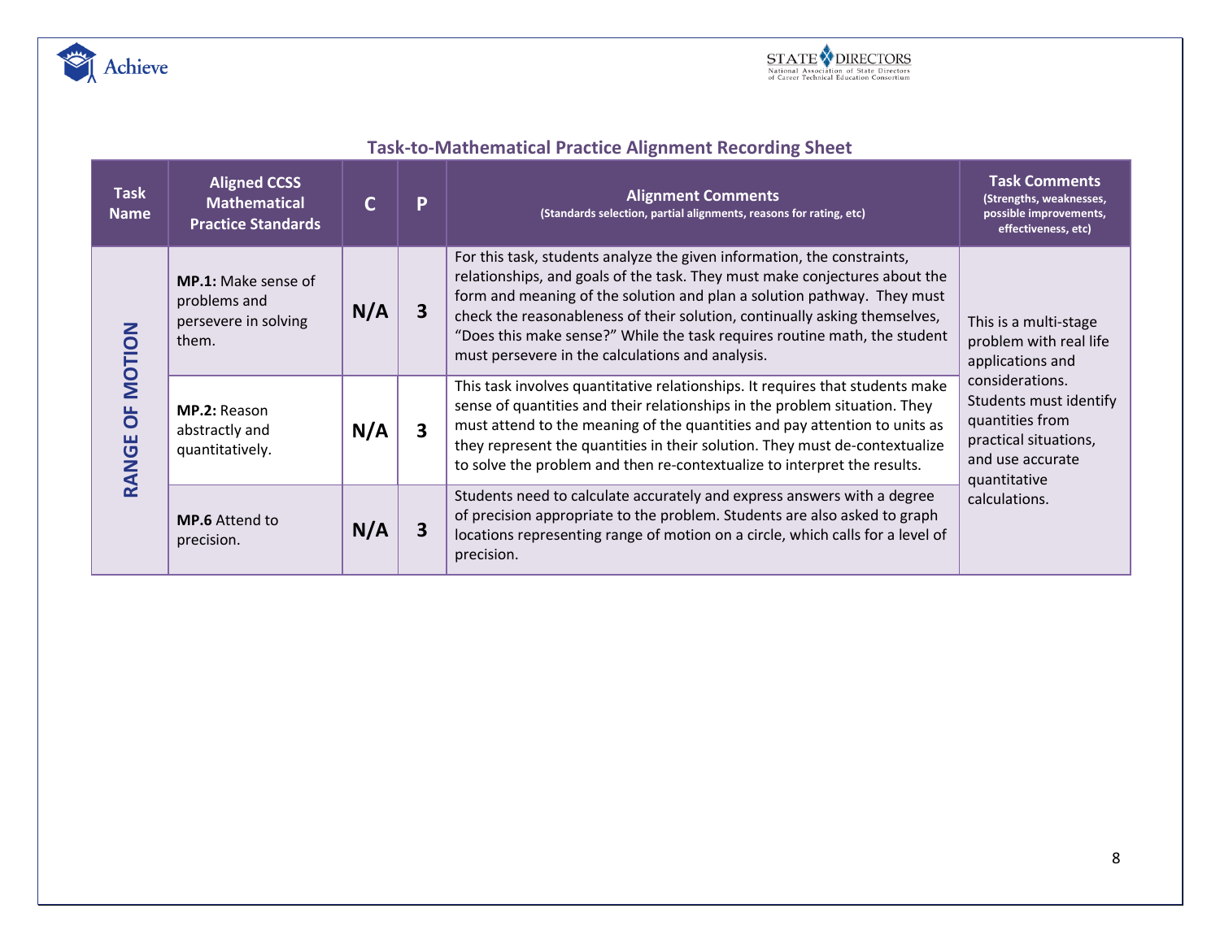## Task-to-Mathematical Practice Alignment Recording Sheet

| Task Name | Aligned CCSS Mathematical Practice Standards | C | P | Alignment Comments (Standards selection, partial alignments, reasons for rating, etc) | Task Comments (Strengths, weaknesses, possible improvements, effectiveness, etc) |
|---|---|---|---|---|---|
| RANGE OF MOTION | **MP.1:** Make sense of problems and persevere in solving them. | N/A | 3 | For this task, students analyze the given information, the constraints, relationships, and goals of the task. They must make conjectures about the form and meaning of the solution and plan a solution pathway. They must check the reasonableness of their solution, continually asking themselves, "Does this make sense?" While the task requires routine math, the student must persevere in the calculations and analysis. | This is a multi-stage problem with real life applications and considerations. Students must identify quantities from practical situations, and use accurate quantitative calculations. |
| | **MP.2:** Reason abstractly and quantitatively. | N/A | 3 | This task involves quantitative relationships. It requires that students make sense of quantities and their relationships in the problem situation. They must attend to the meaning of the quantities and pay attention to units as they represent the quantities in their solution. They must de-contextualize to solve the problem and then re-contextualize to interpret the results. | |
| | **MP.6** Attend to precision. | N/A | 3 | Students need to calculate accurately and express answers with a degree of precision appropriate to the problem. Students are also asked to graph locations representing range of motion on a circle, which calls for a level of precision. | |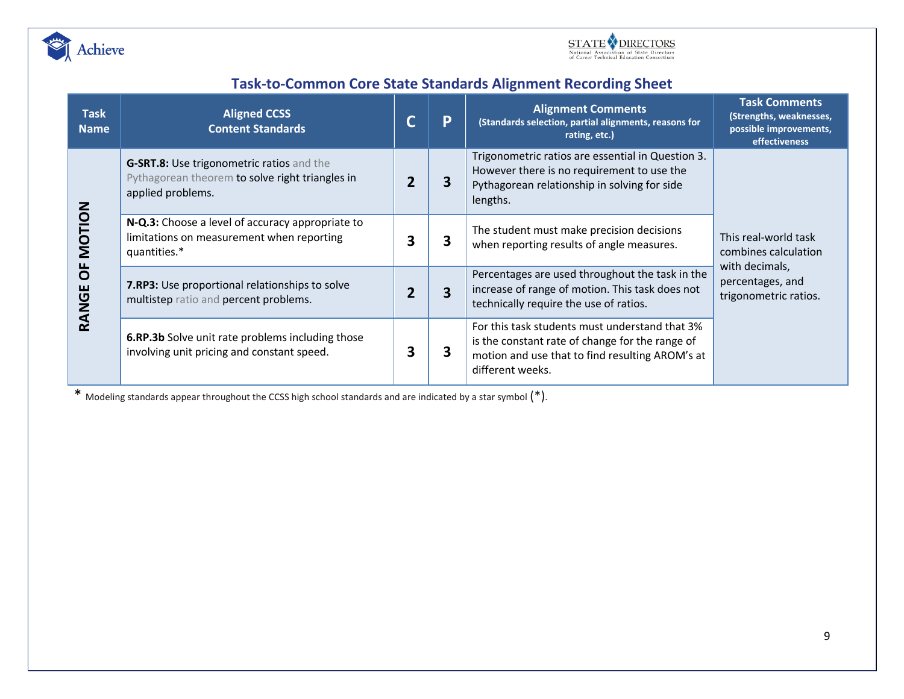## Task-to-Common Core State Standards Alignment Recording Sheet

| Task Name | Aligned CCSS Content Standards | C | P | Alignment Comments (Standards selection, partial alignments, reasons for rating, etc.) | Task Comments (Strengths, weaknesses, possible improvements, effectiveness |
|---|---|---|---|---|---|
| RANGE OF MOTION | **G-SRT.8:** Use trigonometric ratios and the Pythagorean theorem to solve right triangles in applied problems. | 2 | 3 | Trigonometric ratios are essential in Question 3. However there is no requirement to use the Pythagorean relationship in solving for side lengths. | This real-world task combines calculation with decimals, percentages, and trigonometric ratios. |
| | **N-Q.3:** Choose a level of accuracy appropriate to limitations on measurement when reporting quantities.* | 3 | 3 | The student must make precision decisions when reporting results of angle measures. | |
| | **7.RP3:** Use proportional relationships to solve multistep ratio and percent problems. | 2 | 3 | Percentages are used throughout the task in the increase of range of motion. This task does not technically require the use of ratios. | |
| | **6.RP.3b** Solve unit rate problems including those involving unit pricing and constant speed. | 3 | 3 | For this task students must understand that 3% is the constant rate of change for the range of motion and use that to find resulting AROM's at different weeks. | |

* Modeling standards appear throughout the CCSS high school standards and are indicated by a star symbol (*).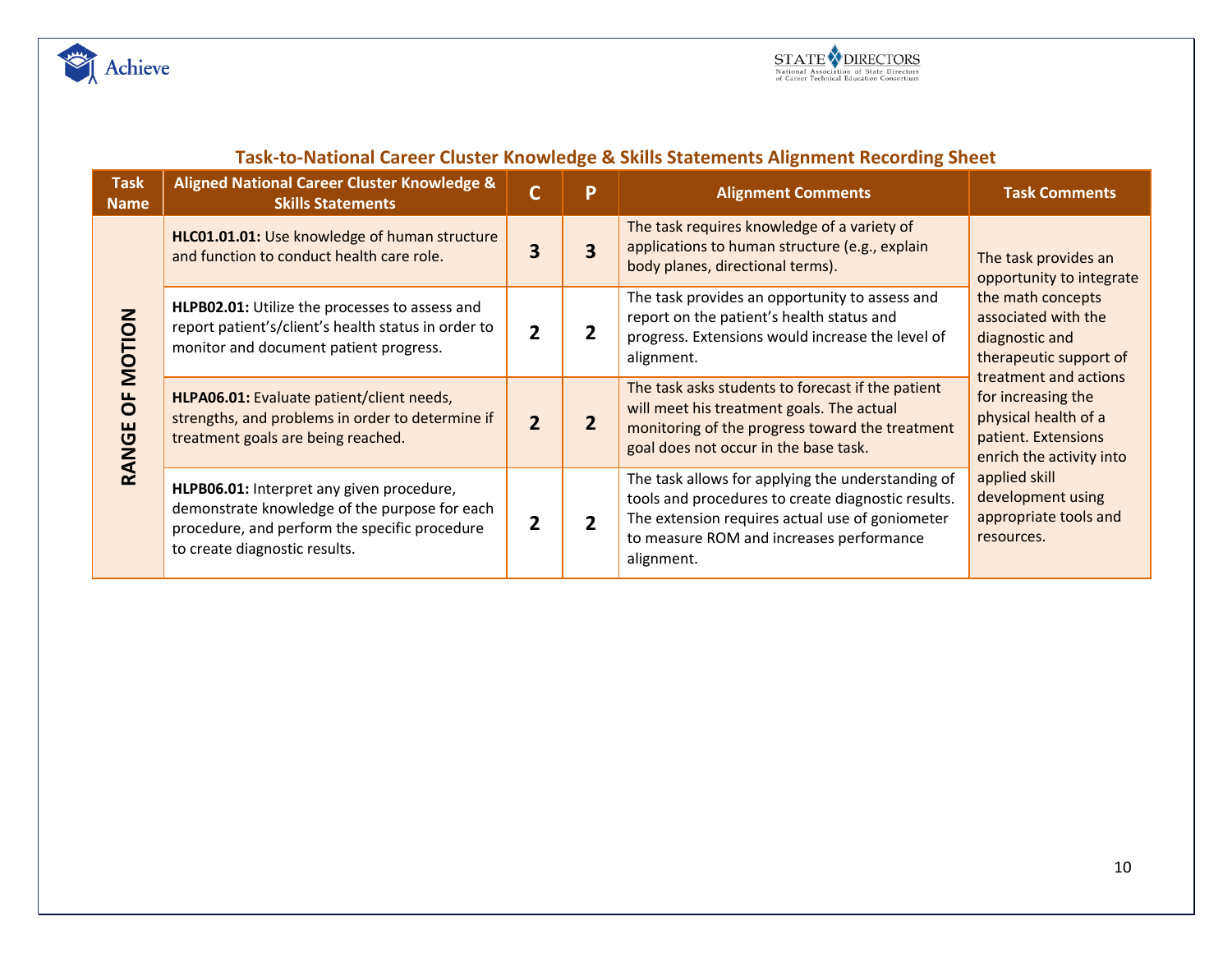### Task-to-National Career Cluster Knowledge & Skills Statements Alignment Recording Sheet

| Task Name | Aligned National Career Cluster Knowledge & Skills Statements | C | P | Alignment Comments | Task Comments |
|---|---|---|---|---|---|
| RANGE OF MOTION | **HLC01.01.01:** Use knowledge of human structure and function to conduct health care role. | 3 | 3 | The task requires knowledge of a variety of applications to human structure (e.g., explain body planes, directional terms). | The task provides an opportunity to integrate the math concepts associated with the diagnostic and therapeutic support of treatment and actions for increasing the physical health of a patient. Extensions enrich the activity into applied skill development using appropriate tools and resources. |
| | **HLPB02.01:** Utilize the processes to assess and report patient's/client's health status in order to monitor and document patient progress. | 2 | 2 | The task provides an opportunity to assess and report on the patient's health status and progress. Extensions would increase the level of alignment. | |
| | **HLPA06.01:** Evaluate patient/client needs, strengths, and problems in order to determine if treatment goals are being reached. | 2 | 2 | The task asks students to forecast if the patient will meet his treatment goals. The actual monitoring of the progress toward the treatment goal does not occur in the base task. | |
| | **HLPB06.01:** Interpret any given procedure, demonstrate knowledge of the purpose for each procedure, and perform the specific procedure to create diagnostic results. | 2 | 2 | The task allows for applying the understanding of tools and procedures to create diagnostic results. The extension requires actual use of goniometer to measure ROM and increases performance alignment. | |